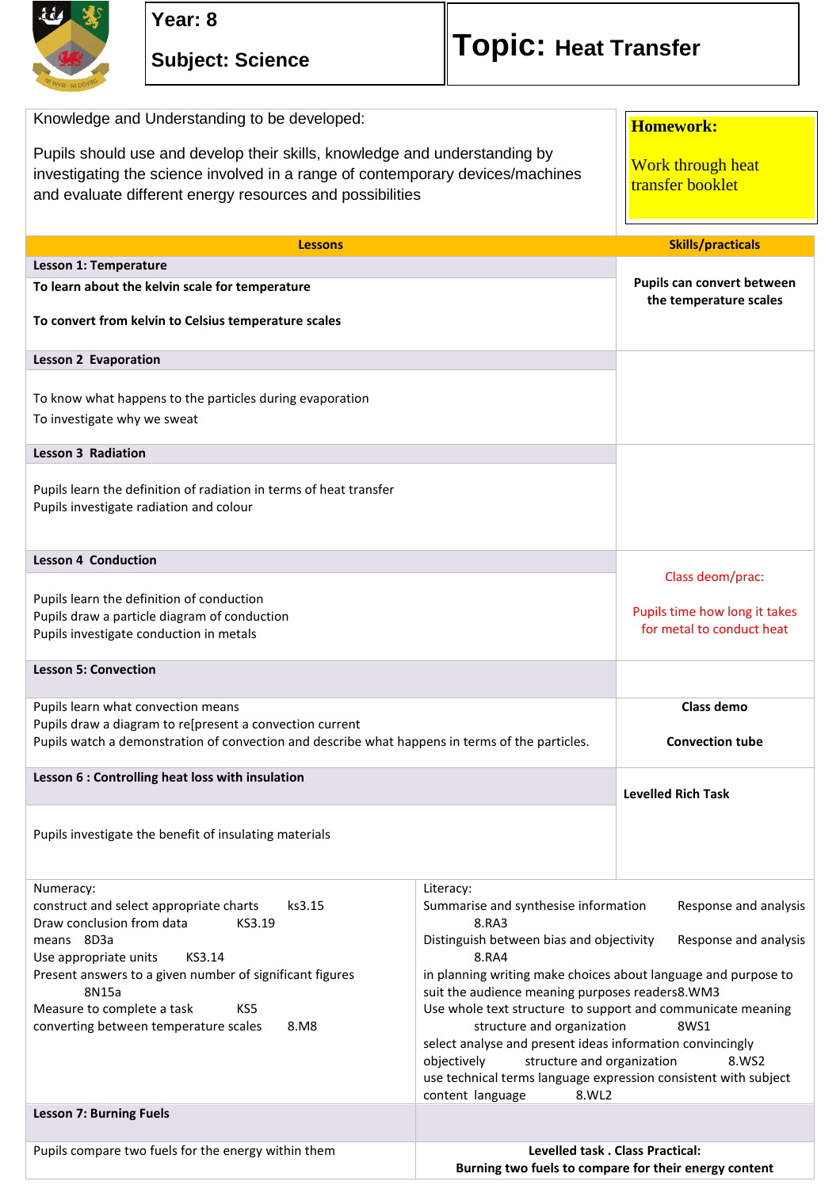**Year: 8**

**Subject: Science**

# Topic: Heat Transfer

Knowledge and Understanding to be developed:

Pupils should use and develop their skills, knowledge and understanding by investigating the science involved in a range of contemporary devices/machines and evaluate different energy resources and possibilities

**Homework:**

Work through heat transfer booklet

| Lessons | Skills/practicals |
|---|---|
| **Lesson 1: Temperature** | |
| **To learn about the kelvin scale for temperature**<br><br>**To convert from kelvin to Celsius temperature scales** | **Pupils can convert between the temperature scales** |
| **Lesson 2 Evaporation** | |
| To know what happens to the particles during evaporation<br>To investigate why we sweat | |
| **Lesson 3 Radiation** | |
| Pupils learn the definition of radiation in terms of heat transfer<br>Pupils investigate radiation and colour | |
| **Lesson 4 Conduction** | Class deom/prac:<br><br>Pupils time how long it takes for metal to conduct heat |
| Pupils learn the definition of conduction<br>Pupils draw a particle diagram of conduction<br>Pupils investigate conduction in metals | |
| **Lesson 5: Convection** | |
| Pupils learn what convection means<br>Pupils draw a diagram to re[present a convection current<br>Pupils watch a demonstration of convection and describe what happens in terms of the particles. | **Class demo**<br><br>**Convection tube** |
| **Lesson 6 : Controlling heat loss with insulation** | **Levelled Rich Task** |
| Pupils investigate the benefit of insulating materials | |

| Numeracy: | Literacy: |
|---|---|
| construct and select appropriate charts ks3.15<br>Draw conclusion from data KS3.19<br>means 8D3a<br>Use appropriate units KS3.14<br>Present answers to a given number of significant figures 8N15a<br>Measure to complete a task KS5<br>converting between temperature scales 8.M8 | Summarise and synthesise information Response and analysis 8.RA3<br>Distinguish between bias and objectivity Response and analysis 8.RA4<br>in planning writing make choices about language and purpose to suit the audience meaning purposes readers8.WM3<br>Use whole text structure to support and communicate meaning structure and organization 8WS1<br>select analyse and present ideas information convincingly objectively structure and organization 8.WS2<br>use technical terms language expression consistent with subject content language 8.WL2 |
| **Lesson 7: Burning Fuels** | |
| Pupils compare two fuels for the energy within them | **Levelled task . Class Practical:**<br>**Burning two fuels to compare for their energy content** |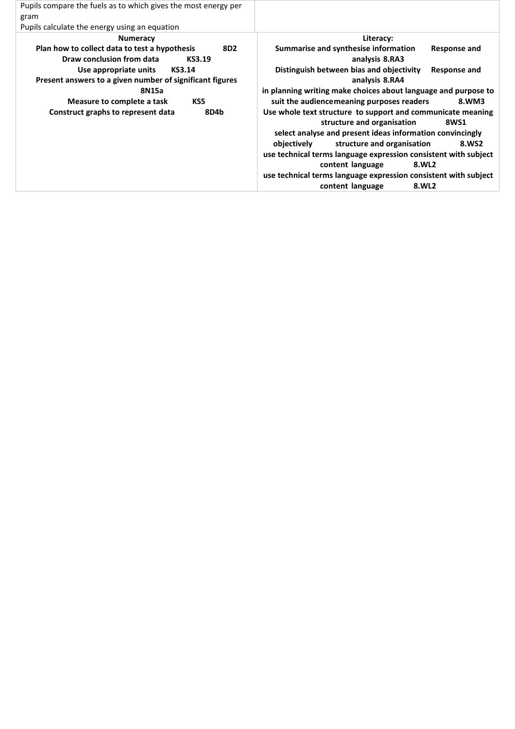| | |
|---|---|
| Pupils compare the fuels as to which gives the most energy per gram<br>Pupils calculate the energy using an equation | |
| **Numeracy**<br>**Plan how to collect data to test a hypothesis 8D2**<br>**Draw conclusion from data KS3.19**<br>**Use appropriate units KS3.14**<br>**Present answers to a given number of significant figures 8N15a**<br>**Measure to complete a task KS5**<br>**Construct graphs to represent data 8D4b** | **Literacy:**<br>**Summarise and synthesise information Response and analysis 8.RA3**<br>**Distinguish between bias and objectivity Response and analysis 8.RA4**<br>**in planning writing make choices about language and purpose to suit the audiencemeaning purposes readers 8.WM3**<br>**Use whole text structure to support and communicate meaning structure and organisation 8WS1**<br>**select analyse and present ideas information convincingly objectively structure and organisation 8.WS2**<br>**use technical terms language expression consistent with subject content language 8.WL2**<br>**use technical terms language expression consistent with subject content language 8.WL2** |